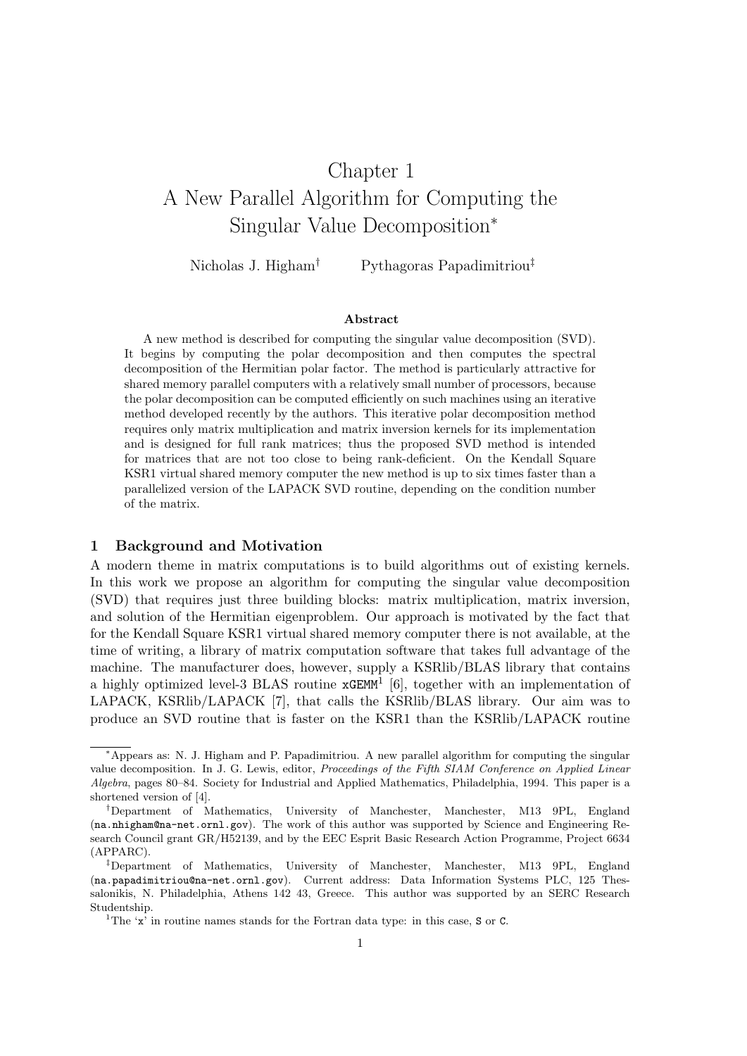# Chapter 1
# A New Parallel Algorithm for Computing the Singular Value Decomposition*

Nicholas J. Higham[†] Pythagoras Papadimitriou[‡]

### Abstract

A new method is described for computing the singular value decomposition (SVD). It begins by computing the polar decomposition and then computes the spectral decomposition of the Hermitian polar factor. The method is particularly attractive for shared memory parallel computers with a relatively small number of processors, because the polar decomposition can be computed efficiently on such machines using an iterative method developed recently by the authors. This iterative polar decomposition method requires only matrix multiplication and matrix inversion kernels for its implementation and is designed for full rank matrices; thus the proposed SVD method is intended for matrices that are not too close to being rank-deficient. On the Kendall Square KSR1 virtual shared memory computer the new method is up to six times faster than a parallelized version of the LAPACK SVD routine, depending on the condition number of the matrix.

## 1 Background and Motivation

A modern theme in matrix computations is to build algorithms out of existing kernels. In this work we propose an algorithm for computing the singular value decomposition (SVD) that requires just three building blocks: matrix multiplication, matrix inversion, and solution of the Hermitian eigenproblem. Our approach is motivated by the fact that for the Kendall Square KSR1 virtual shared memory computer there is not available, at the time of writing, a library of matrix computation software that takes full advantage of the machine. The manufacturer does, however, supply a KSRlib/BLAS library that contains a highly optimized level-3 BLAS routine `xGEMM`[1] [6], together with an implementation of LAPACK, KSRlib/LAPACK [7], that calls the KSRlib/BLAS library. Our aim was to produce an SVD routine that is faster on the KSR1 than the KSRlib/LAPACK routine

---

*Appears as: N. J. Higham and P. Papadimitriou. A new parallel algorithm for computing the singular value decomposition. In J. G. Lewis, editor, *Proceedings of the Fifth SIAM Conference on Applied Linear Algebra*, pages 80–84. Society for Industrial and Applied Mathematics, Philadelphia, 1994. This paper is a shortened version of [4].

[†]Department of Mathematics, University of Manchester, Manchester, M13 9PL, England (`na.nhigham@na-net.ornl.gov`). The work of this author was supported by Science and Engineering Research Council grant GR/H52139, and by the EEC Esprit Basic Research Action Programme, Project 6634 (APPARC).

[‡]Department of Mathematics, University of Manchester, Manchester, M13 9PL, England (`na.papadimitriou@na-net.ornl.gov`). Current address: Data Information Systems PLC, 125 Thessalonikis, N. Philadelphia, Athens 142 43, Greece. This author was supported by an SERC Research Studentship.

[1]The 'x' in routine names stands for the Fortran data type: in this case, `S` or `C`.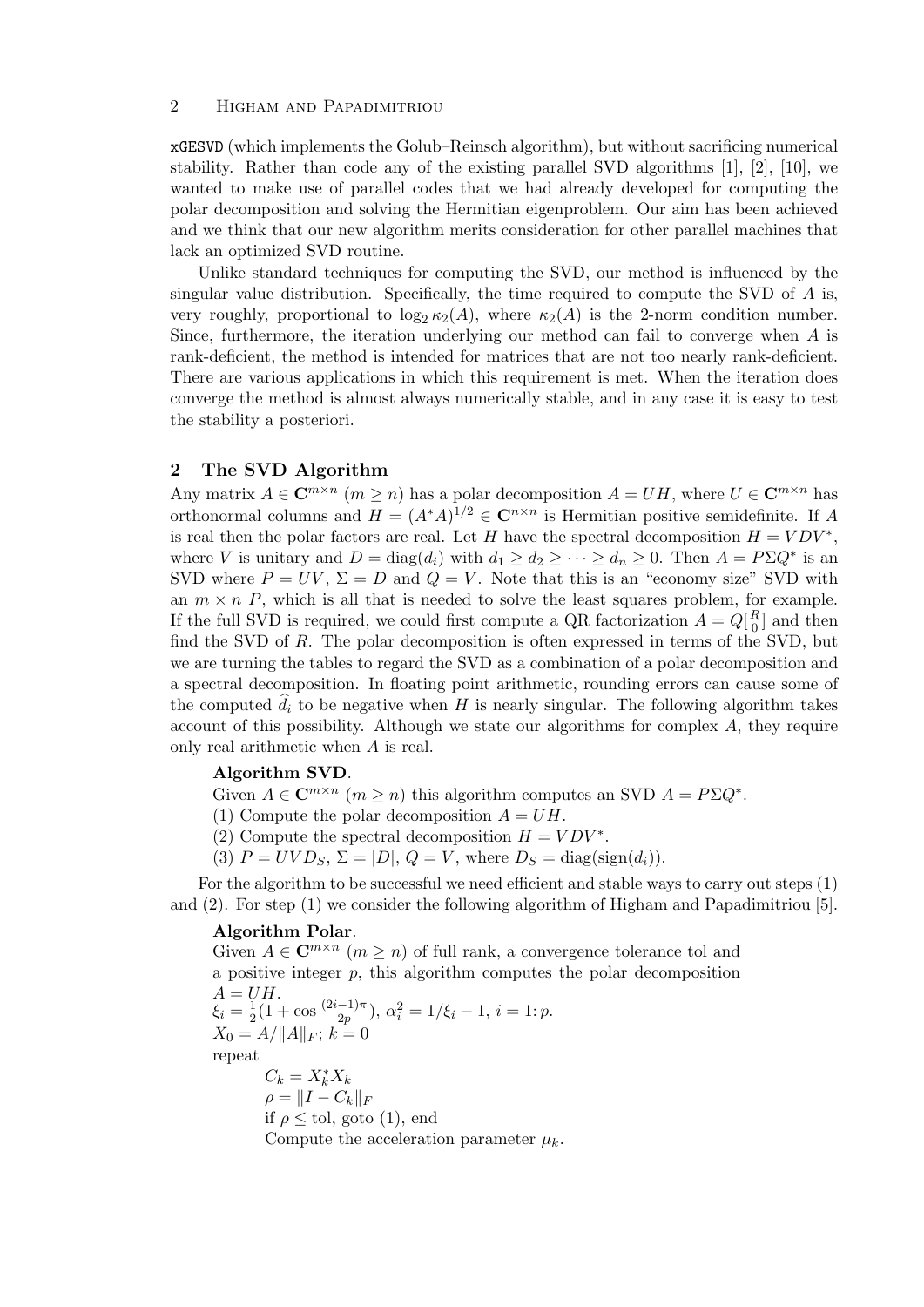xGESVD (which implements the Golub–Reinsch algorithm), but without sacrificing numerical stability. Rather than code any of the existing parallel SVD algorithms [1], [2], [10], we wanted to make use of parallel codes that we had already developed for computing the polar decomposition and solving the Hermitian eigenproblem. Our aim has been achieved and we think that our new algorithm merits consideration for other parallel machines that lack an optimized SVD routine.

Unlike standard techniques for computing the SVD, our method is influenced by the singular value distribution. Specifically, the time required to compute the SVD of $A$ is, very roughly, proportional to $\log_2 \kappa_2(A)$, where $\kappa_2(A)$ is the 2-norm condition number. Since, furthermore, the iteration underlying our method can fail to converge when $A$ is rank-deficient, the method is intended for matrices that are not too nearly rank-deficient. There are various applications in which this requirement is met. When the iteration does converge the method is almost always numerically stable, and in any case it is easy to test the stability a posteriori.

## 2 The SVD Algorithm

Any matrix $A \in \mathbf{C}^{m\times n}$ $(m \geq n)$ has a polar decomposition $A = UH$, where $U \in \mathbf{C}^{m\times n}$ has orthonormal columns and $H = (A^*A)^{1/2} \in \mathbf{C}^{n\times n}$ is Hermitian positive semidefinite. If $A$ is real then the polar factors are real. Let $H$ have the spectral decomposition $H = VDV^*$, where $V$ is unitary and $D = \mathrm{diag}(d_i)$ with $d_1 \geq d_2 \geq \cdots \geq d_n \geq 0$. Then $A = P\Sigma Q^*$ is an SVD where $P = UV$, $\Sigma = D$ and $Q = V$. Note that this is an "economy size" SVD with an $m \times n$ $P$, which is all that is needed to solve the least squares problem, for example. If the full SVD is required, we could first compute a QR factorization $A = Q\left[\begin{smallmatrix} R \\ 0 \end{smallmatrix}\right]$ and then find the SVD of $R$. The polar decomposition is often expressed in terms of the SVD, but we are turning the tables to regard the SVD as a combination of a polar decomposition and a spectral decomposition. In floating point arithmetic, rounding errors can cause some of the computed $\widehat{d}_i$ to be negative when $H$ is nearly singular. The following algorithm takes account of this possibility. Although we state our algorithms for complex $A$, they require only real arithmetic when $A$ is real.

**Algorithm SVD**.
Given $A \in \mathbf{C}^{m\times n}$ $(m \geq n)$ this algorithm computes an SVD $A = P\Sigma Q^*$.
(1) Compute the polar decomposition $A = UH$.
(2) Compute the spectral decomposition $H = VDV^*$.
(3) $P = UVD_S$, $\Sigma = |D|$, $Q = V$, where $D_S = \mathrm{diag}(\mathrm{sign}(d_i))$.

For the algorithm to be successful we need efficient and stable ways to carry out steps (1) and (2). For step (1) we consider the following algorithm of Higham and Papadimitriou [5].

**Algorithm Polar**.
Given $A \in \mathbf{C}^{m\times n}$ $(m \geq n)$ of full rank, a convergence tolerance tol and a positive integer $p$, this algorithm computes the polar decomposition $A = UH$.
$\xi_i = \frac{1}{2}(1 + \cos\frac{(2i-1)\pi}{2p})$, $\alpha_i^2 = 1/\xi_i - 1$, $i = 1\colon p$.
$X_0 = A/\|A\|_F$; $k = 0$
repeat
  $C_k = X_k^* X_k$
  $\rho = \|I - C_k\|_F$
  if $\rho \leq$ tol, goto (1), end
  Compute the acceleration parameter $\mu_k$.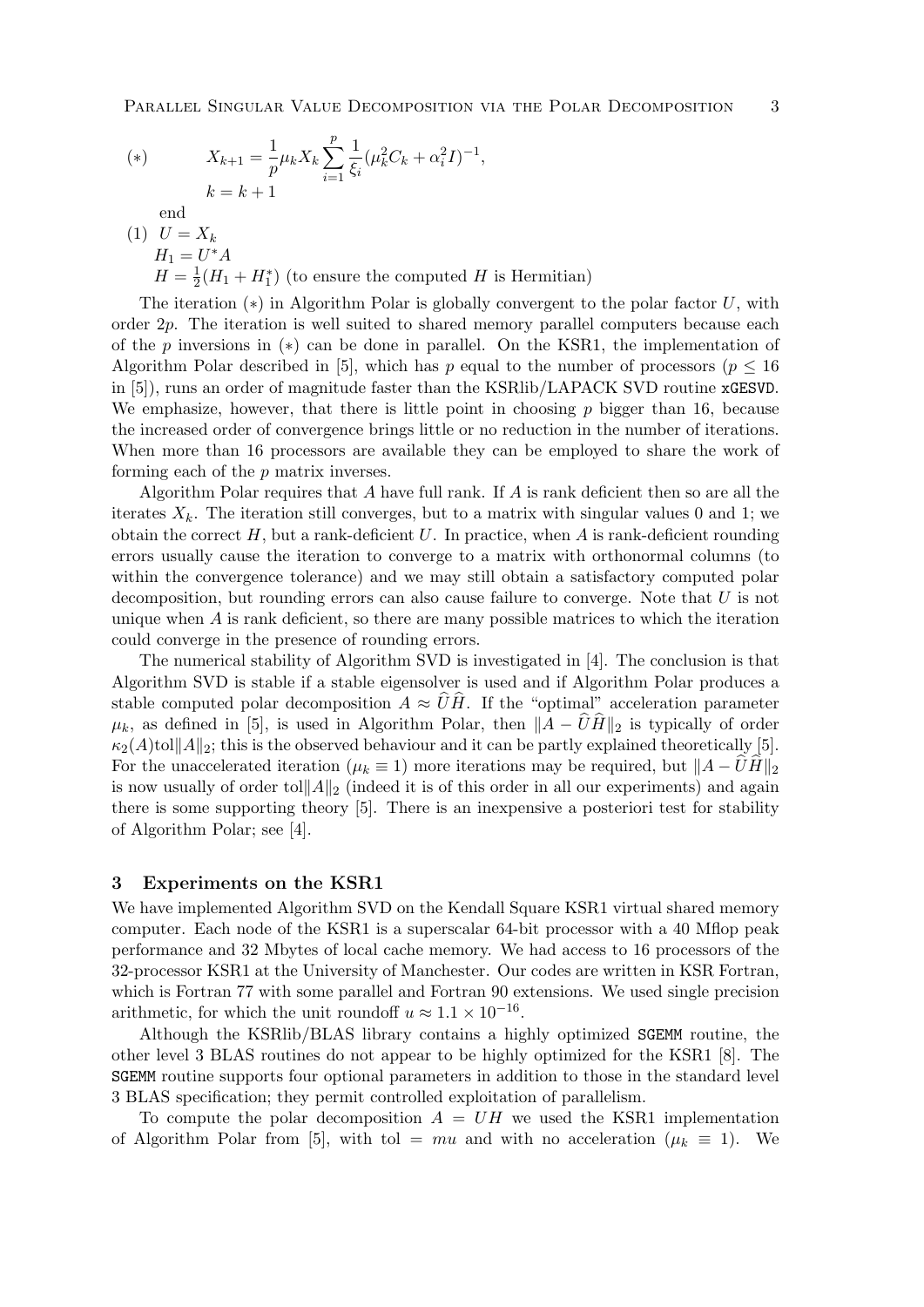$$(*) \qquad X_{k+1} = \frac{1}{p}\mu_k X_k \sum_{i=1}^{p} \frac{1}{\xi_i}(\mu_k^2 C_k + \alpha_i^2 I)^{-1},$$

$\qquad k = k+1$

end

(1) $U = X_k$

$H_1 = U^* A$

$H = \frac{1}{2}(H_1 + H_1^*)$ (to ensure the computed $H$ is Hermitian)

The iteration $(*)$ in Algorithm Polar is globally convergent to the polar factor $U$, with order $2p$. The iteration is well suited to shared memory parallel computers because each of the $p$ inversions in $(*)$ can be done in parallel. On the KSR1, the implementation of Algorithm Polar described in [5], which has $p$ equal to the number of processors ($p \le 16$ in [5]), runs an order of magnitude faster than the KSRlib/LAPACK SVD routine xGESVD. We emphasize, however, that there is little point in choosing $p$ bigger than 16, because the increased order of convergence brings little or no reduction in the number of iterations. When more than 16 processors are available they can be employed to share the work of forming each of the $p$ matrix inverses.

Algorithm Polar requires that $A$ have full rank. If $A$ is rank deficient then so are all the iterates $X_k$. The iteration still converges, but to a matrix with singular values 0 and 1; we obtain the correct $H$, but a rank-deficient $U$. In practice, when $A$ is rank-deficient rounding errors usually cause the iteration to converge to a matrix with orthonormal columns (to within the convergence tolerance) and we may still obtain a satisfactory computed polar decomposition, but rounding errors can also cause failure to converge. Note that $U$ is not unique when $A$ is rank deficient, so there are many possible matrices to which the iteration could converge in the presence of rounding errors.

The numerical stability of Algorithm SVD is investigated in [4]. The conclusion is that Algorithm SVD is stable if a stable eigensolver is used and if Algorithm Polar produces a stable computed polar decomposition $A \approx \widehat{U}\widehat{H}$. If the "optimal" acceleration parameter $\mu_k$, as defined in [5], is used in Algorithm Polar, then $\|A - \widehat{U}\widehat{H}\|_2$ is typically of order $\kappa_2(A)\mathrm{tol}\|A\|_2$; this is the observed behaviour and it can be partly explained theoretically [5]. For the unaccelerated iteration ($\mu_k \equiv 1$) more iterations may be required, but $\|A - \widehat{U}\widehat{H}\|_2$ is now usually of order $\mathrm{tol}\|A\|_2$ (indeed it is of this order in all our experiments) and again there is some supporting theory [5]. There is an inexpensive a posteriori test for stability of Algorithm Polar; see [4].

## 3 Experiments on the KSR1

We have implemented Algorithm SVD on the Kendall Square KSR1 virtual shared memory computer. Each node of the KSR1 is a superscalar 64-bit processor with a 40 Mflop peak performance and 32 Mbytes of local cache memory. We had access to 16 processors of the 32-processor KSR1 at the University of Manchester. Our codes are written in KSR Fortran, which is Fortran 77 with some parallel and Fortran 90 extensions. We used single precision arithmetic, for which the unit roundoff $u \approx 1.1 \times 10^{-16}$.

Although the KSRlib/BLAS library contains a highly optimized SGEMM routine, the other level 3 BLAS routines do not appear to be highly optimized for the KSR1 [8]. The SGEMM routine supports four optional parameters in addition to those in the standard level 3 BLAS specification; they permit controlled exploitation of parallelism.

To compute the polar decomposition $A = UH$ we used the KSR1 implementation of Algorithm Polar from [5], with $\mathrm{tol} = mu$ and with no acceleration ($\mu_k \equiv 1$). We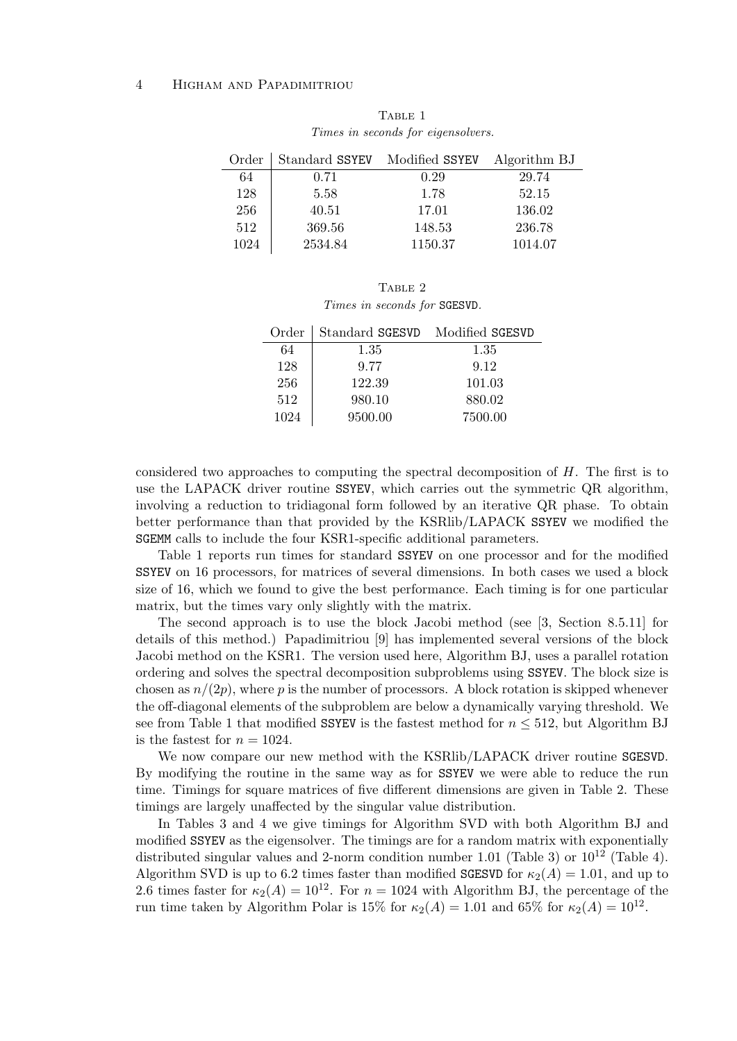Table 1

*Times in seconds for eigensolvers.*

| Order | Standard SSYEV | Modified SSYEV | Algorithm BJ |
|---|---|---|---|
| 64 | 0.71 | 0.29 | 29.74 |
| 128 | 5.58 | 1.78 | 52.15 |
| 256 | 40.51 | 17.01 | 136.02 |
| 512 | 369.56 | 148.53 | 236.78 |
| 1024 | 2534.84 | 1150.37 | 1014.07 |

Table 2

*Times in seconds for* SGESVD.

| Order | Standard SGESVD | Modified SGESVD |
|---|---|---|
| 64 | 1.35 | 1.35 |
| 128 | 9.77 | 9.12 |
| 256 | 122.39 | 101.03 |
| 512 | 980.10 | 880.02 |
| 1024 | 9500.00 | 7500.00 |

considered two approaches to computing the spectral decomposition of $H$. The first is to use the LAPACK driver routine SSYEV, which carries out the symmetric QR algorithm, involving a reduction to tridiagonal form followed by an iterative QR phase. To obtain better performance than that provided by the KSRlib/LAPACK SSYEV we modified the SGEMM calls to include the four KSR1-specific additional parameters.

Table 1 reports run times for standard SSYEV on one processor and for the modified SSYEV on 16 processors, for matrices of several dimensions. In both cases we used a block size of 16, which we found to give the best performance. Each timing is for one particular matrix, but the times vary only slightly with the matrix.

The second approach is to use the block Jacobi method (see [3, Section 8.5.11] for details of this method.) Papadimitriou [9] has implemented several versions of the block Jacobi method on the KSR1. The version used here, Algorithm BJ, uses a parallel rotation ordering and solves the spectral decomposition subproblems using SSYEV. The block size is chosen as $n/(2p)$, where $p$ is the number of processors. A block rotation is skipped whenever the off-diagonal elements of the subproblem are below a dynamically varying threshold. We see from Table 1 that modified SSYEV is the fastest method for $n \leq 512$, but Algorithm BJ is the fastest for $n = 1024$.

We now compare our new method with the KSRlib/LAPACK driver routine SGESVD. By modifying the routine in the same way as for SSYEV we were able to reduce the run time. Timings for square matrices of five different dimensions are given in Table 2. These timings are largely unaffected by the singular value distribution.

In Tables 3 and 4 we give timings for Algorithm SVD with both Algorithm BJ and modified SSYEV as the eigensolver. The timings are for a random matrix with exponentially distributed singular values and 2-norm condition number 1.01 (Table 3) or $10^{12}$ (Table 4). Algorithm SVD is up to 6.2 times faster than modified SGESVD for $\kappa_2(A) = 1.01$, and up to 2.6 times faster for $\kappa_2(A) = 10^{12}$. For $n = 1024$ with Algorithm BJ, the percentage of the run time taken by Algorithm Polar is 15% for $\kappa_2(A) = 1.01$ and 65% for $\kappa_2(A) = 10^{12}$.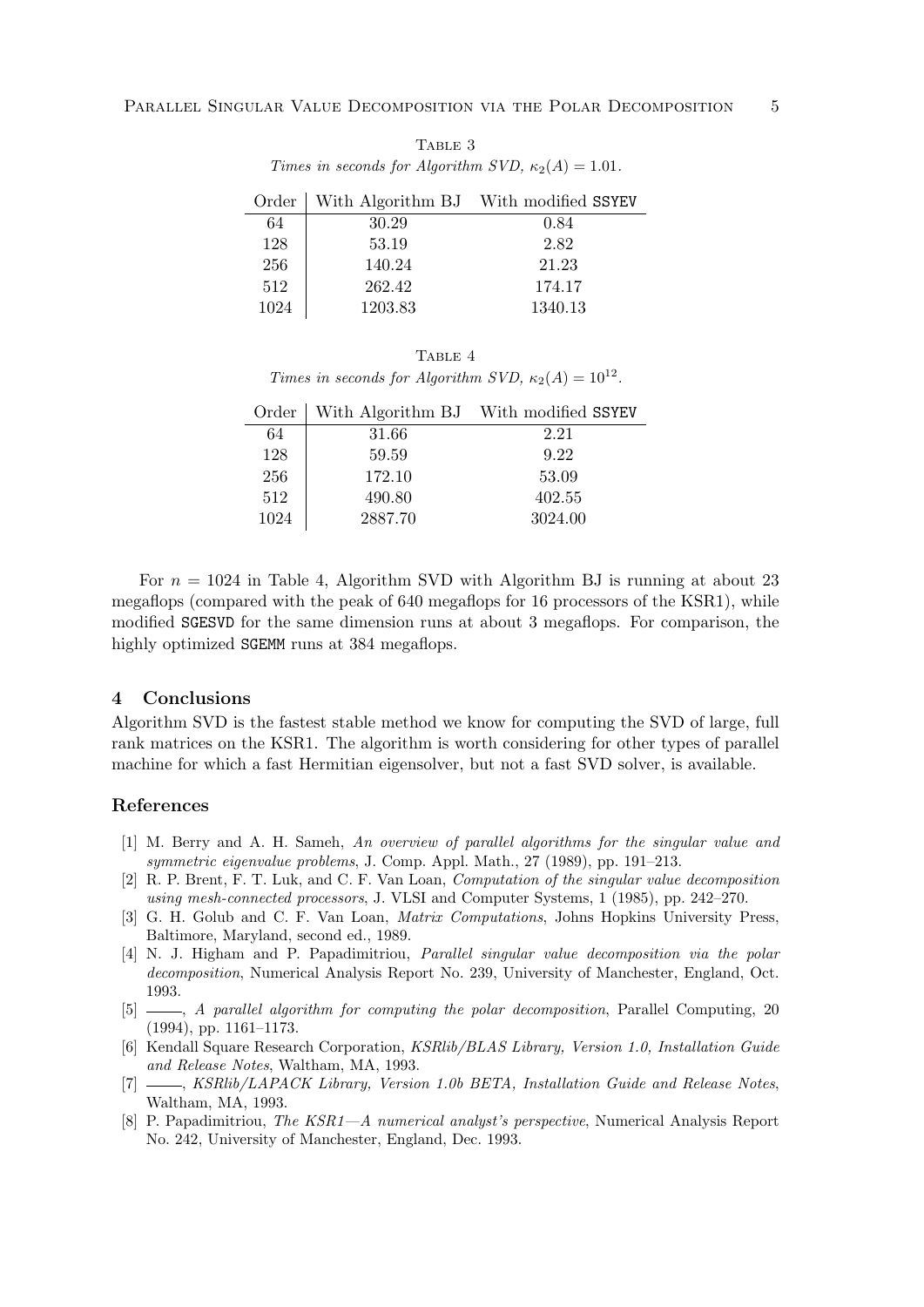TABLE 3
*Times in seconds for Algorithm SVD, $\kappa_2(A) = 1.01$.*

| Order | With Algorithm BJ | With modified `SSYEV` |
|---|---|---|
| 64 | 30.29 | 0.84 |
| 128 | 53.19 | 2.82 |
| 256 | 140.24 | 21.23 |
| 512 | 262.42 | 174.17 |
| 1024 | 1203.83 | 1340.13 |

TABLE 4
*Times in seconds for Algorithm SVD, $\kappa_2(A) = 10^{12}$.*

| Order | With Algorithm BJ | With modified `SSYEV` |
|---|---|---|
| 64 | 31.66 | 2.21 |
| 128 | 59.59 | 9.22 |
| 256 | 172.10 | 53.09 |
| 512 | 490.80 | 402.55 |
| 1024 | 2887.70 | 3024.00 |

For $n = 1024$ in Table 4, Algorithm SVD with Algorithm BJ is running at about 23 megaflops (compared with the peak of 640 megaflops for 16 processors of the KSR1), while modified `SGESVD` for the same dimension runs at about 3 megaflops. For comparison, the highly optimized `SGEMM` runs at 384 megaflops.

## 4 Conclusions

Algorithm SVD is the fastest stable method we know for computing the SVD of large, full rank matrices on the KSR1. The algorithm is worth considering for other types of parallel machine for which a fast Hermitian eigensolver, but not a fast SVD solver, is available.

## References

[1] M. Berry and A. H. Sameh, *An overview of parallel algorithms for the singular value and symmetric eigenvalue problems*, J. Comp. Appl. Math., 27 (1989), pp. 191–213.

[2] R. P. Brent, F. T. Luk, and C. F. Van Loan, *Computation of the singular value decomposition using mesh-connected processors*, J. VLSI and Computer Systems, 1 (1985), pp. 242–270.

[3] G. H. Golub and C. F. Van Loan, *Matrix Computations*, Johns Hopkins University Press, Baltimore, Maryland, second ed., 1989.

[4] N. J. Higham and P. Papadimitriou, *Parallel singular value decomposition via the polar decomposition*, Numerical Analysis Report No. 239, University of Manchester, England, Oct. 1993.

[5] ———, *A parallel algorithm for computing the polar decomposition*, Parallel Computing, 20 (1994), pp. 1161–1173.

[6] Kendall Square Research Corporation, *KSRlib/BLAS Library, Version 1.0, Installation Guide and Release Notes*, Waltham, MA, 1993.

[7] ———, *KSRlib/LAPACK Library, Version 1.0b BETA, Installation Guide and Release Notes*, Waltham, MA, 1993.

[8] P. Papadimitriou, *The KSR1—A numerical analyst's perspective*, Numerical Analysis Report No. 242, University of Manchester, England, Dec. 1993.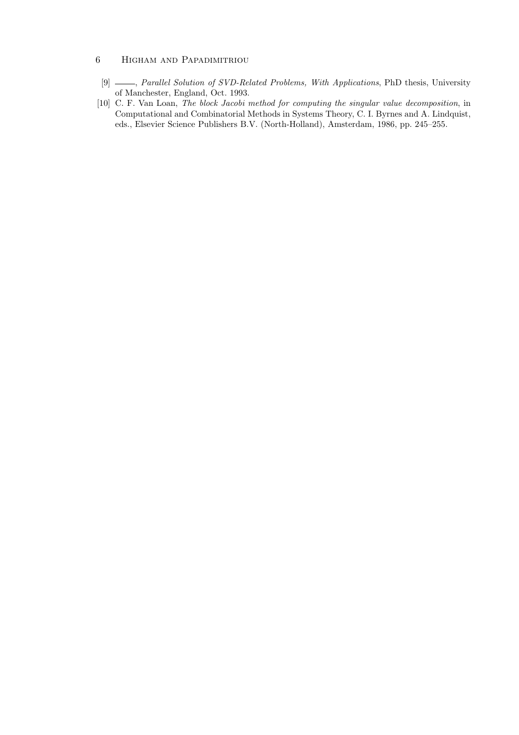[9] ———, *Parallel Solution of SVD-Related Problems, With Applications*, PhD thesis, University of Manchester, England, Oct. 1993.

[10] C. F. Van Loan, *The block Jacobi method for computing the singular value decomposition*, in Computational and Combinatorial Methods in Systems Theory, C. I. Byrnes and A. Lindquist, eds., Elsevier Science Publishers B.V. (North-Holland), Amsterdam, 1986, pp. 245–255.